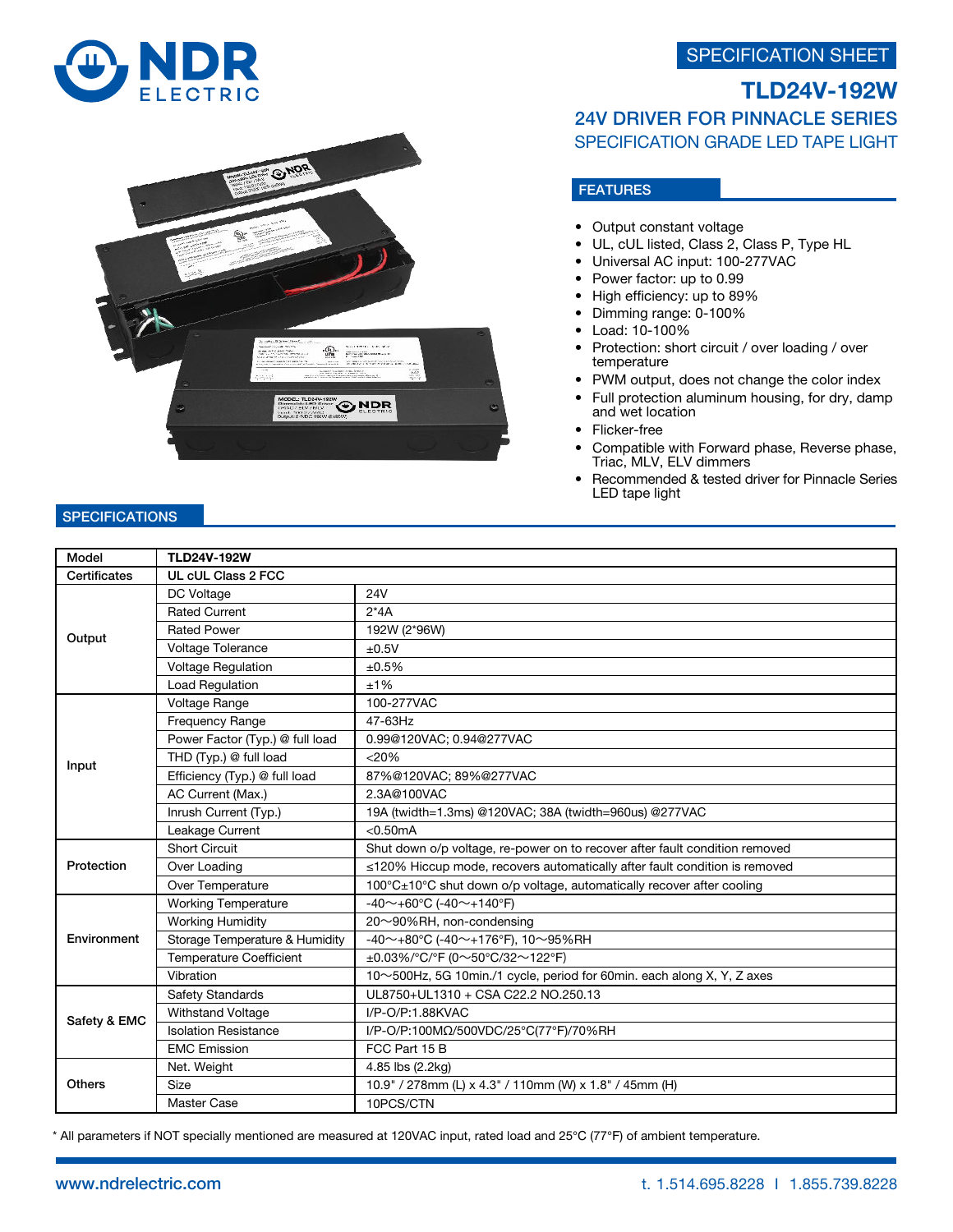SPECIFICATION SHEET

# TLD24V-192W

## 24V DRIVER FOR PINNACLE SERIES

### SPECIFICATION GRADE LED TAPE LIGHT

## FEATURES

- Output constant voltage
- UL, cUL listed, Class 2, Class P, Type HL
- Universal AC input: 100-277VAC
- Power factor: up to 0.99
- High efficiency: up to 89%
- Dimming range: 0-100%
- Load: 10-100%
- Protection: short circuit / over loading / over temperature
- PWM output, does not change the color index
- Full protection aluminum housing, for dry, damp and wet location
- Flicker-free
- Compatible with Forward phase, Reverse phase, Triac, MLV, ELV dimmers
- Recommended & tested driver for Pinnacle Series LED tape light

## SPECIFICATIONS

| Model | TLD24V-192W | |
|---|---|---|
| Certificates | UL cUL Class 2 FCC | |
| Output | DC Voltage | 24V |
| | Rated Current | 2*4A |
| | Rated Power | 192W (2*96W) |
| | Voltage Tolerance | ±0.5V |
| | Voltage Regulation | ±0.5% |
| | Load Regulation | ±1% |
| Input | Voltage Range | 100-277VAC |
| | Frequency Range | 47-63Hz |
| | Power Factor (Typ.) @ full load | 0.99@120VAC; 0.94@277VAC |
| | THD (Typ.) @ full load | <20% |
| | Efficiency (Typ.) @ full load | 87%@120VAC; 89%@277VAC |
| | AC Current (Max.) | 2.3A@100VAC |
| | Inrush Current (Typ.) | 19A (twidth=1.3ms) @120VAC; 38A (twidth=960us) @277VAC |
| | Leakage Current | <0.50mA |
| Protection | Short Circuit | Shut down o/p voltage, re-power on to recover after fault condition removed |
| | Over Loading | ≤120% Hiccup mode, recovers automatically after fault condition is removed |
| | Over Temperature | 100°C±10°C shut down o/p voltage, automatically recover after cooling |
| Environment | Working Temperature | -40～+60°C (-40～+140°F) |
| | Working Humidity | 20～90%RH, non-condensing |
| | Storage Temperature & Humidity | -40～+80°C (-40～+176°F), 10～95%RH |
| | Temperature Coefficient | ±0.03%/°C/°F (0～50°C/32～122°F) |
| | Vibration | 10～500Hz, 5G 10min./1 cycle, period for 60min. each along X, Y, Z axes |
| Safety & EMC | Safety Standards | UL8750+UL1310 + CSA C22.2 NO.250.13 |
| | Withstand Voltage | I/P-O/P:1.88KVAC |
| | Isolation Resistance | I/P-O/P:100MΩ/500VDC/25°C(77°F)/70%RH |
| | EMC Emission | FCC Part 15 B |
| Others | Net. Weight | 4.85 lbs (2.2kg) |
| | Size | 10.9" / 278mm (L) x 4.3" / 110mm (W) x 1.8" / 45mm (H) |
| | Master Case | 10PCS/CTN |

* All parameters if NOT specially mentioned are measured at 120VAC input, rated load and 25°C (77°F) of ambient temperature.

www.ndrelectric.com t. 1.514.695.8228 I 1.855.739.8228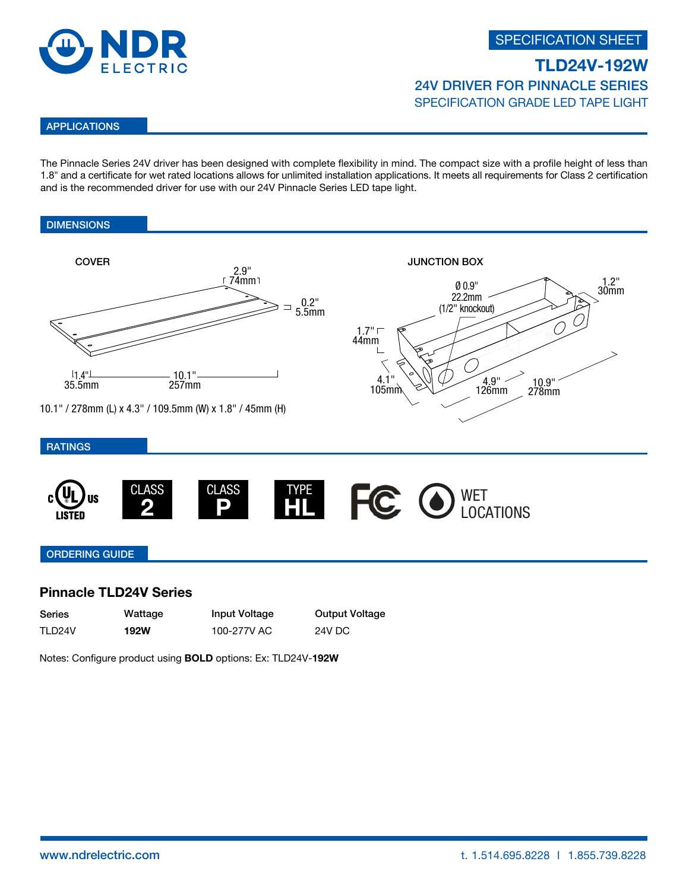SPECIFICATION SHEET

# TLD24V-192W

## 24V DRIVER FOR PINNACLE SERIES

SPECIFICATION GRADE LED TAPE LIGHT

## APPLICATIONS

The Pinnacle Series 24V driver has been designed with complete flexibility in mind. The compact size with a profile height of less than 1.8" and a certificate for wet rated locations allows for unlimited installation applications. It meets all requirements for Class 2 certification and is the recommended driver for use with our 24V Pinnacle Series LED tape light.

## DIMENSIONS

COVER

2.9"
74mm

0.2"
5.5mm

1.4"
35.5mm

10.1"
257mm

10.1" / 278mm (L) x 4.3" / 109.5mm (W) x 1.8" / 45mm (H)

JUNCTION BOX

Ø 0.9"
22.2mm
(1/2" knockout)

1.2"
30mm

1.7"
44mm

4.1"
105mm

4.9"
126mm

10.9"
278mm

## RATINGS

c UL us LISTED

CLASS 2

CLASS P

TYPE HL

FC

WET LOCATIONS

## ORDERING GUIDE

### Pinnacle TLD24V Series

| Series | Wattage | Input Voltage | Output Voltage |
|---|---|---|---|
| TLD24V | **192W** | 100-277V AC | 24V DC |

Notes: Configure product using **BOLD** options: Ex: TLD24V-**192W**

www.ndrelectric.com t. 1.514.695.8228 I 1.855.739.8228